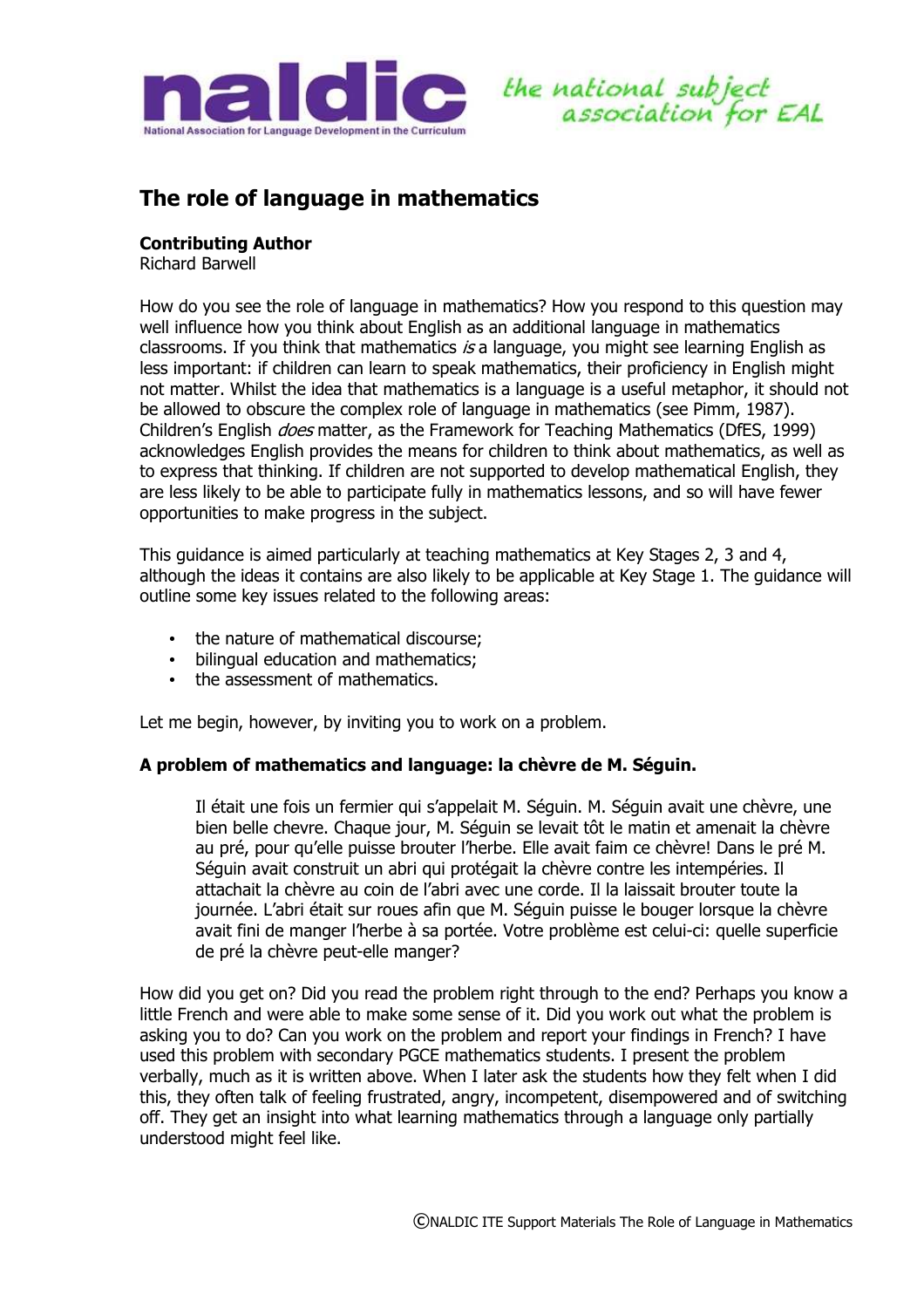# The role of language in mathematics

**Contributing Author**
Richard Barwell

How do you see the role of language in mathematics? How you respond to this question may well influence how you think about English as an additional language in mathematics classrooms. If you think that mathematics *is* a language, you might see learning English as less important: if children can learn to speak mathematics, their proficiency in English might not matter. Whilst the idea that mathematics is a language is a useful metaphor, it should not be allowed to obscure the complex role of language in mathematics (see Pimm, 1987). Children's English *does* matter, as the Framework for Teaching Mathematics (DfES, 1999) acknowledges English provides the means for children to think about mathematics, as well as to express that thinking. If children are not supported to develop mathematical English, they are less likely to be able to participate fully in mathematics lessons, and so will have fewer opportunities to make progress in the subject.

This guidance is aimed particularly at teaching mathematics at Key Stages 2, 3 and 4, although the ideas it contains are also likely to be applicable at Key Stage 1. The guidance will outline some key issues related to the following areas:

- the nature of mathematical discourse;
- bilingual education and mathematics;
- the assessment of mathematics.

Let me begin, however, by inviting you to work on a problem.

**A problem of mathematics and language: la chèvre de M. Séguin.**

> Il était une fois un fermier qui s'appelait M. Séguin. M. Séguin avait une chèvre, une bien belle chevre. Chaque jour, M. Séguin se levait tôt le matin et amenait la chèvre au pré, pour qu'elle puisse brouter l'herbe. Elle avait faim ce chèvre! Dans le pré M. Séguin avait construit un abri qui protégait la chèvre contre les intempéries. Il attachait la chèvre au coin de l'abri avec une corde. Il la laissait brouter toute la journée. L'abri était sur roues afin que M. Séguin puisse le bouger lorsque la chèvre avait fini de manger l'herbe à sa portée. Votre problème est celui-ci: quelle superficie de pré la chèvre peut-elle manger?

How did you get on? Did you read the problem right through to the end? Perhaps you know a little French and were able to make some sense of it. Did you work out what the problem is asking you to do? Can you work on the problem and report your findings in French? I have used this problem with secondary PGCE mathematics students. I present the problem verbally, much as it is written above. When I later ask the students how they felt when I did this, they often talk of feeling frustrated, angry, incompetent, disempowered and of switching off. They get an insight into what learning mathematics through a language only partially understood might feel like.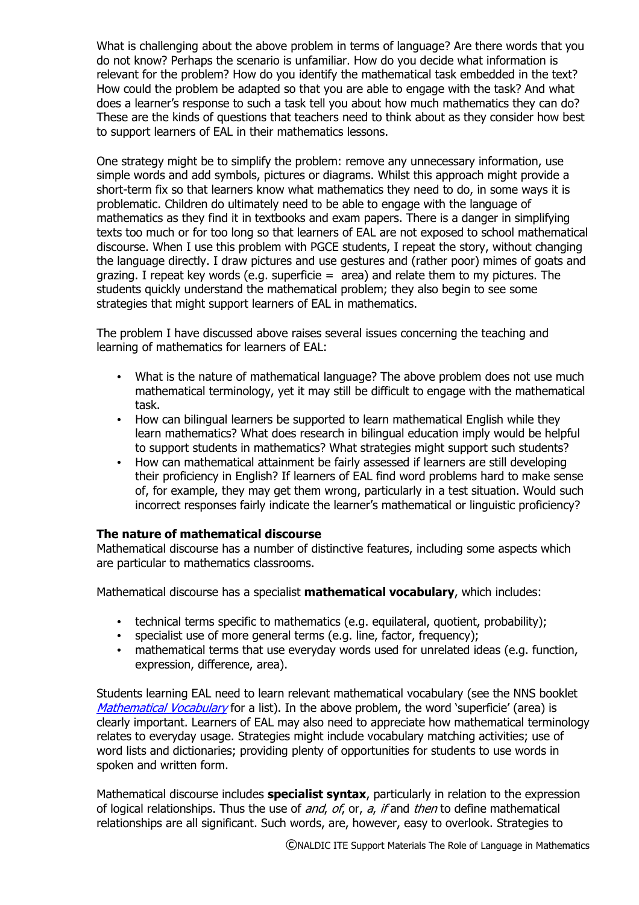What is challenging about the above problem in terms of language? Are there words that you do not know? Perhaps the scenario is unfamiliar. How do you decide what information is relevant for the problem? How do you identify the mathematical task embedded in the text? How could the problem be adapted so that you are able to engage with the task? And what does a learner's response to such a task tell you about how much mathematics they can do? These are the kinds of questions that teachers need to think about as they consider how best to support learners of EAL in their mathematics lessons.

One strategy might be to simplify the problem: remove any unnecessary information, use simple words and add symbols, pictures or diagrams. Whilst this approach might provide a short-term fix so that learners know what mathematics they need to do, in some ways it is problematic. Children do ultimately need to be able to engage with the language of mathematics as they find it in textbooks and exam papers. There is a danger in simplifying texts too much or for too long so that learners of EAL are not exposed to school mathematical discourse. When I use this problem with PGCE students, I repeat the story, without changing the language directly. I draw pictures and use gestures and (rather poor) mimes of goats and grazing. I repeat key words (e.g. superficie = area) and relate them to my pictures. The students quickly understand the mathematical problem; they also begin to see some strategies that might support learners of EAL in mathematics.

The problem I have discussed above raises several issues concerning the teaching and learning of mathematics for learners of EAL:

- What is the nature of mathematical language? The above problem does not use much mathematical terminology, yet it may still be difficult to engage with the mathematical task.
- How can bilingual learners be supported to learn mathematical English while they learn mathematics? What does research in bilingual education imply would be helpful to support students in mathematics? What strategies might support such students?
- How can mathematical attainment be fairly assessed if learners are still developing their proficiency in English? If learners of EAL find word problems hard to make sense of, for example, they may get them wrong, particularly in a test situation. Would such incorrect responses fairly indicate the learner's mathematical or linguistic proficiency?

**The nature of mathematical discourse**

Mathematical discourse has a number of distinctive features, including some aspects which are particular to mathematics classrooms.

Mathematical discourse has a specialist **mathematical vocabulary**, which includes:

- technical terms specific to mathematics (e.g. equilateral, quotient, probability);
- specialist use of more general terms (e.g. line, factor, frequency);
- mathematical terms that use everyday words used for unrelated ideas (e.g. function, expression, difference, area).

Students learning EAL need to learn relevant mathematical vocabulary (see the NNS booklet *Mathematical Vocabulary* for a list). In the above problem, the word 'superficie' (area) is clearly important. Learners of EAL may also need to appreciate how mathematical terminology relates to everyday usage. Strategies might include vocabulary matching activities; use of word lists and dictionaries; providing plenty of opportunities for students to use words in spoken and written form.

Mathematical discourse includes **specialist syntax**, particularly in relation to the expression of logical relationships. Thus the use of *and*, *of*, or, *a*, *if* and *then* to define mathematical relationships are all significant. Such words, are, however, easy to overlook. Strategies to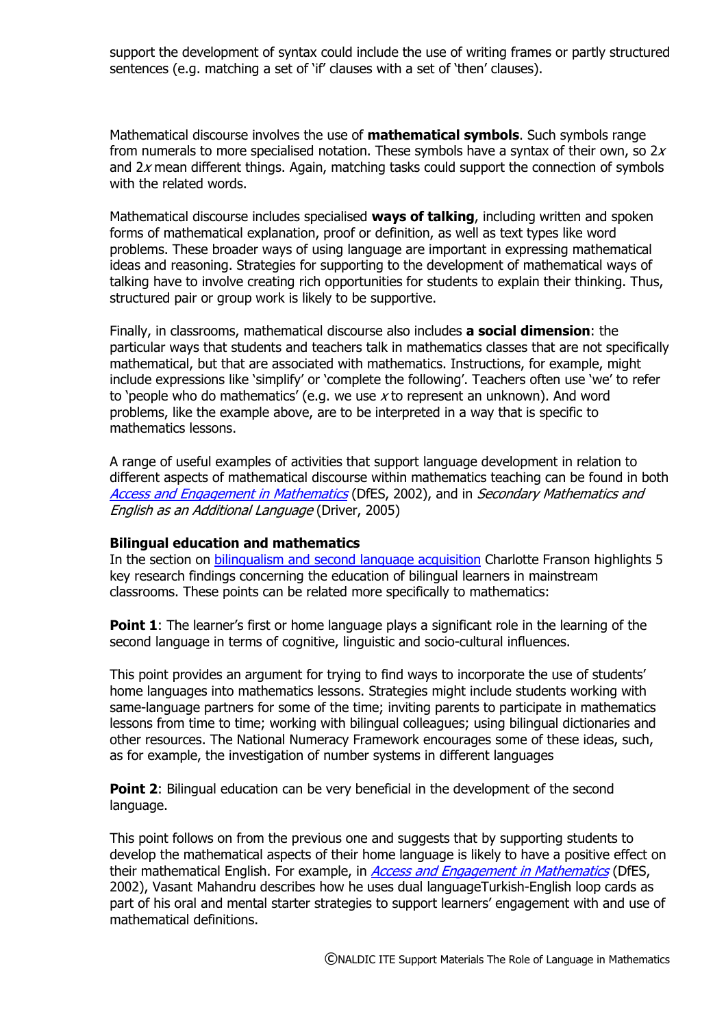support the development of syntax could include the use of writing frames or partly structured sentences (e.g. matching a set of 'if' clauses with a set of 'then' clauses).

Mathematical discourse involves the use of **mathematical symbols**. Such symbols range from numerals to more specialised notation. These symbols have a syntax of their own, so $2x$ and $2x$ mean different things. Again, matching tasks could support the connection of symbols with the related words.

Mathematical discourse includes specialised **ways of talking**, including written and spoken forms of mathematical explanation, proof or definition, as well as text types like word problems. These broader ways of using language are important in expressing mathematical ideas and reasoning. Strategies for supporting to the development of mathematical ways of talking have to involve creating rich opportunities for students to explain their thinking. Thus, structured pair or group work is likely to be supportive.

Finally, in classrooms, mathematical discourse also includes **a social dimension**: the particular ways that students and teachers talk in mathematics classes that are not specifically mathematical, but that are associated with mathematics. Instructions, for example, might include expressions like 'simplify' or 'complete the following'. Teachers often use 'we' to refer to 'people who do mathematics' (e.g. we use $x$ to represent an unknown). And word problems, like the example above, are to be interpreted in a way that is specific to mathematics lessons.

A range of useful examples of activities that support language development in relation to different aspects of mathematical discourse within mathematics teaching can be found in both *Access and Engagement in Mathematics* (DfES, 2002), and in *Secondary Mathematics and English as an Additional Language* (Driver, 2005)

**Bilingual education and mathematics**

In the section on bilingualism and second language acquisition Charlotte Franson highlights 5 key research findings concerning the education of bilingual learners in mainstream classrooms. These points can be related more specifically to mathematics:

**Point 1**: The learner's first or home language plays a significant role in the learning of the second language in terms of cognitive, linguistic and socio-cultural influences.

This point provides an argument for trying to find ways to incorporate the use of students' home languages into mathematics lessons. Strategies might include students working with same-language partners for some of the time; inviting parents to participate in mathematics lessons from time to time; working with bilingual colleagues; using bilingual dictionaries and other resources. The National Numeracy Framework encourages some of these ideas, such, as for example, the investigation of number systems in different languages

**Point 2**: Bilingual education can be very beneficial in the development of the second language.

This point follows on from the previous one and suggests that by supporting students to develop the mathematical aspects of their home language is likely to have a positive effect on their mathematical English. For example, in *Access and Engagement in Mathematics* (DfES, 2002), Vasant Mahandru describes how he uses dual languageTurkish-English loop cards as part of his oral and mental starter strategies to support learners' engagement with and use of mathematical definitions.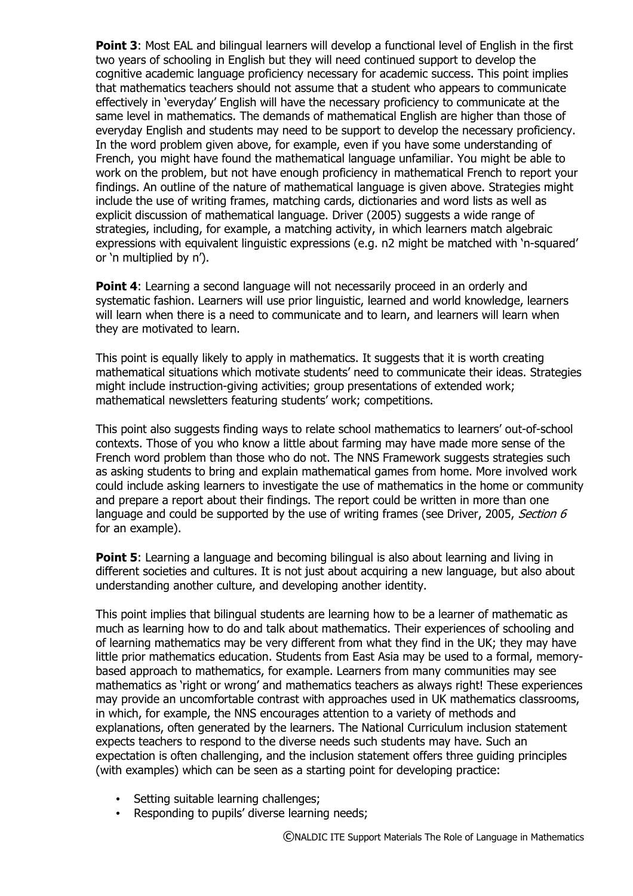**Point 3**: Most EAL and bilingual learners will develop a functional level of English in the first two years of schooling in English but they will need continued support to develop the cognitive academic language proficiency necessary for academic success. This point implies that mathematics teachers should not assume that a student who appears to communicate effectively in 'everyday' English will have the necessary proficiency to communicate at the same level in mathematics. The demands of mathematical English are higher than those of everyday English and students may need to be support to develop the necessary proficiency. In the word problem given above, for example, even if you have some understanding of French, you might have found the mathematical language unfamiliar. You might be able to work on the problem, but not have enough proficiency in mathematical French to report your findings. An outline of the nature of mathematical language is given above. Strategies might include the use of writing frames, matching cards, dictionaries and word lists as well as explicit discussion of mathematical language. Driver (2005) suggests a wide range of strategies, including, for example, a matching activity, in which learners match algebraic expressions with equivalent linguistic expressions (e.g. n2 might be matched with 'n-squared' or 'n multiplied by n').

**Point 4**: Learning a second language will not necessarily proceed in an orderly and systematic fashion. Learners will use prior linguistic, learned and world knowledge, learners will learn when there is a need to communicate and to learn, and learners will learn when they are motivated to learn.

This point is equally likely to apply in mathematics. It suggests that it is worth creating mathematical situations which motivate students' need to communicate their ideas. Strategies might include instruction-giving activities; group presentations of extended work; mathematical newsletters featuring students' work; competitions.

This point also suggests finding ways to relate school mathematics to learners' out-of-school contexts. Those of you who know a little about farming may have made more sense of the French word problem than those who do not. The NNS Framework suggests strategies such as asking students to bring and explain mathematical games from home. More involved work could include asking learners to investigate the use of mathematics in the home or community and prepare a report about their findings. The report could be written in more than one language and could be supported by the use of writing frames (see Driver, 2005, *Section 6* for an example).

**Point 5**: Learning a language and becoming bilingual is also about learning and living in different societies and cultures. It is not just about acquiring a new language, but also about understanding another culture, and developing another identity.

This point implies that bilingual students are learning how to be a learner of mathematic as much as learning how to do and talk about mathematics. Their experiences of schooling and of learning mathematics may be very different from what they find in the UK; they may have little prior mathematics education. Students from East Asia may be used to a formal, memory-based approach to mathematics, for example. Learners from many communities may see mathematics as 'right or wrong' and mathematics teachers as always right! These experiences may provide an uncomfortable contrast with approaches used in UK mathematics classrooms, in which, for example, the NNS encourages attention to a variety of methods and explanations, often generated by the learners. The National Curriculum inclusion statement expects teachers to respond to the diverse needs such students may have. Such an expectation is often challenging, and the inclusion statement offers three guiding principles (with examples) which can be seen as a starting point for developing practice:

- Setting suitable learning challenges;
- Responding to pupils' diverse learning needs;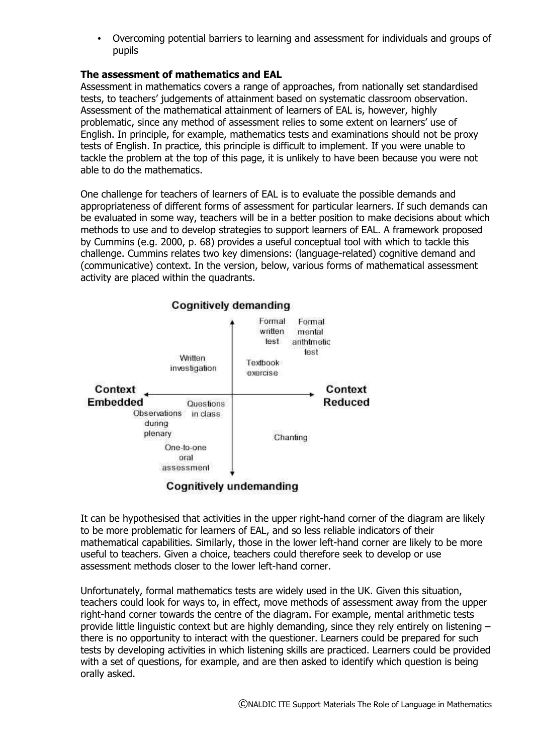- Overcoming potential barriers to learning and assessment for individuals and groups of pupils

**The assessment of mathematics and EAL**

Assessment in mathematics covers a range of approaches, from nationally set standardised tests, to teachers' judgements of attainment based on systematic classroom observation. Assessment of the mathematical attainment of learners of EAL is, however, highly problematic, since any method of assessment relies to some extent on learners' use of English. In principle, for example, mathematics tests and examinations should not be proxy tests of English. In practice, this principle is difficult to implement. If you were unable to tackle the problem at the top of this page, it is unlikely to have been because you were not able to do the mathematics.

One challenge for teachers of learners of EAL is to evaluate the possible demands and appropriateness of different forms of assessment for particular learners. If such demands can be evaluated in some way, teachers will be in a better position to make decisions about which methods to use and to develop strategies to support learners of EAL. A framework proposed by Cummins (e.g. 2000, p. 68) provides a useful conceptual tool with which to tackle this challenge. Cummins relates two key dimensions: (language-related) cognitive demand and (communicative) context. In the version, below, various forms of mathematical assessment activity are placed within the quadrants.

**Cognitively demanding**

Written investigation | Formal written test | Formal mental arithmetic test | Textbook exercise

**Context Embedded** ⟷ **Context Reduced**

Questions in class | Observations during plenary | One-to-one oral assessment | Chanting

**Cognitively undemanding**

It can be hypothesised that activities in the upper right-hand corner of the diagram are likely to be more problematic for learners of EAL, and so less reliable indicators of their mathematical capabilities. Similarly, those in the lower left-hand corner are likely to be more useful to teachers. Given a choice, teachers could therefore seek to develop or use assessment methods closer to the lower left-hand corner.

Unfortunately, formal mathematics tests are widely used in the UK. Given this situation, teachers could look for ways to, in effect, move methods of assessment away from the upper right-hand corner towards the centre of the diagram. For example, mental arithmetic tests provide little linguistic context but are highly demanding, since they rely entirely on listening – there is no opportunity to interact with the questioner. Learners could be prepared for such tests by developing activities in which listening skills are practiced. Learners could be provided with a set of questions, for example, and are then asked to identify which question is being orally asked.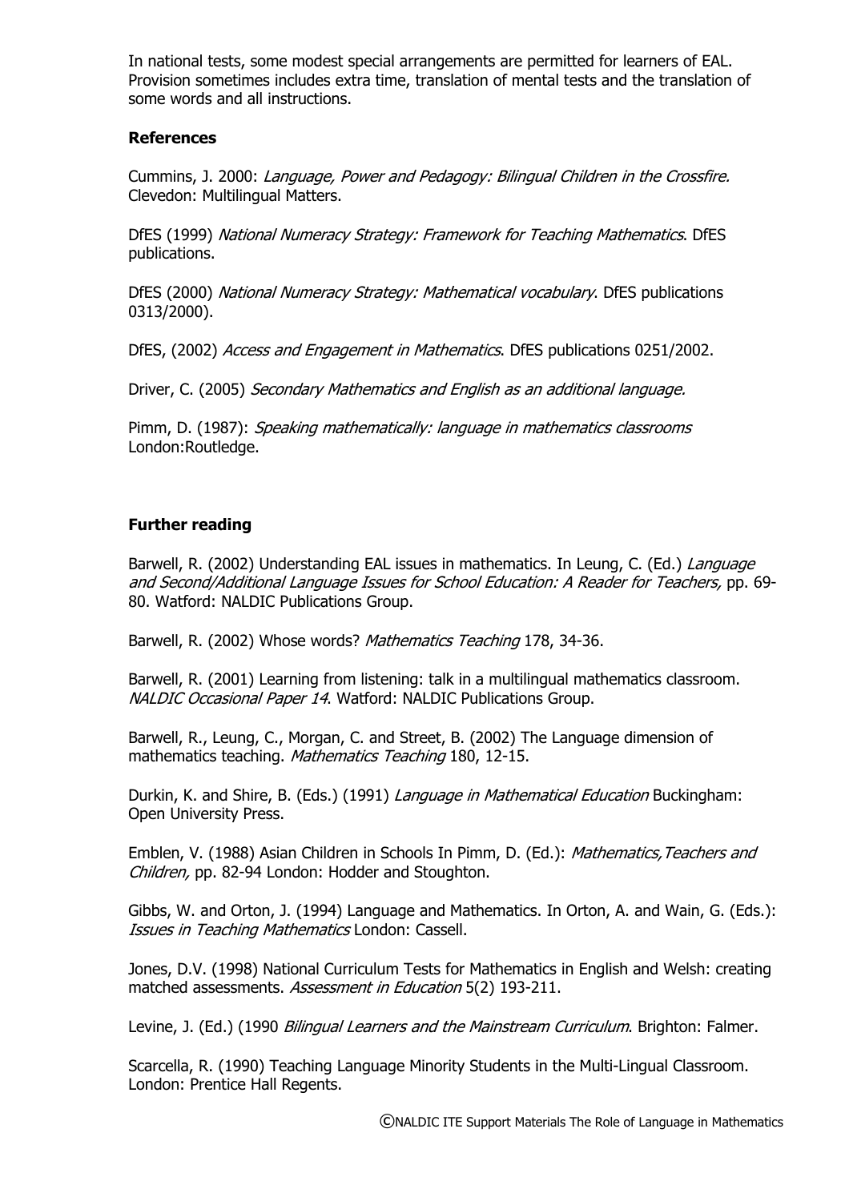In national tests, some modest special arrangements are permitted for learners of EAL. Provision sometimes includes extra time, translation of mental tests and the translation of some words and all instructions.

### References

Cummins, J. 2000: *Language, Power and Pedagogy: Bilingual Children in the Crossfire.* Clevedon: Multilingual Matters.

DfES (1999) *National Numeracy Strategy: Framework for Teaching Mathematics*. DfES publications.

DfES (2000) *National Numeracy Strategy: Mathematical vocabulary*. DfES publications 0313/2000).

DfES, (2002) *Access and Engagement in Mathematics*. DfES publications 0251/2002.

Driver, C. (2005) *Secondary Mathematics and English as an additional language.*

Pimm, D. (1987): *Speaking mathematically: language in mathematics classrooms* London:Routledge.

### Further reading

Barwell, R. (2002) Understanding EAL issues in mathematics. In Leung, C. (Ed.) *Language and Second/Additional Language Issues for School Education: A Reader for Teachers,* pp. 69-80. Watford: NALDIC Publications Group.

Barwell, R. (2002) Whose words? *Mathematics Teaching* 178, 34-36.

Barwell, R. (2001) Learning from listening: talk in a multilingual mathematics classroom. *NALDIC Occasional Paper 14*. Watford: NALDIC Publications Group.

Barwell, R., Leung, C., Morgan, C. and Street, B. (2002) The Language dimension of mathematics teaching. *Mathematics Teaching* 180, 12-15.

Durkin, K. and Shire, B. (Eds.) (1991) *Language in Mathematical Education* Buckingham: Open University Press.

Emblen, V. (1988) Asian Children in Schools In Pimm, D. (Ed.): *Mathematics,Teachers and Children,* pp. 82-94 London: Hodder and Stoughton.

Gibbs, W. and Orton, J. (1994) Language and Mathematics. In Orton, A. and Wain, G. (Eds.): *Issues in Teaching Mathematics* London: Cassell.

Jones, D.V. (1998) National Curriculum Tests for Mathematics in English and Welsh: creating matched assessments. *Assessment in Education* 5(2) 193-211.

Levine, J. (Ed.) (1990 *Bilingual Learners and the Mainstream Curriculum*. Brighton: Falmer.

Scarcella, R. (1990) Teaching Language Minority Students in the Multi-Lingual Classroom. London: Prentice Hall Regents.